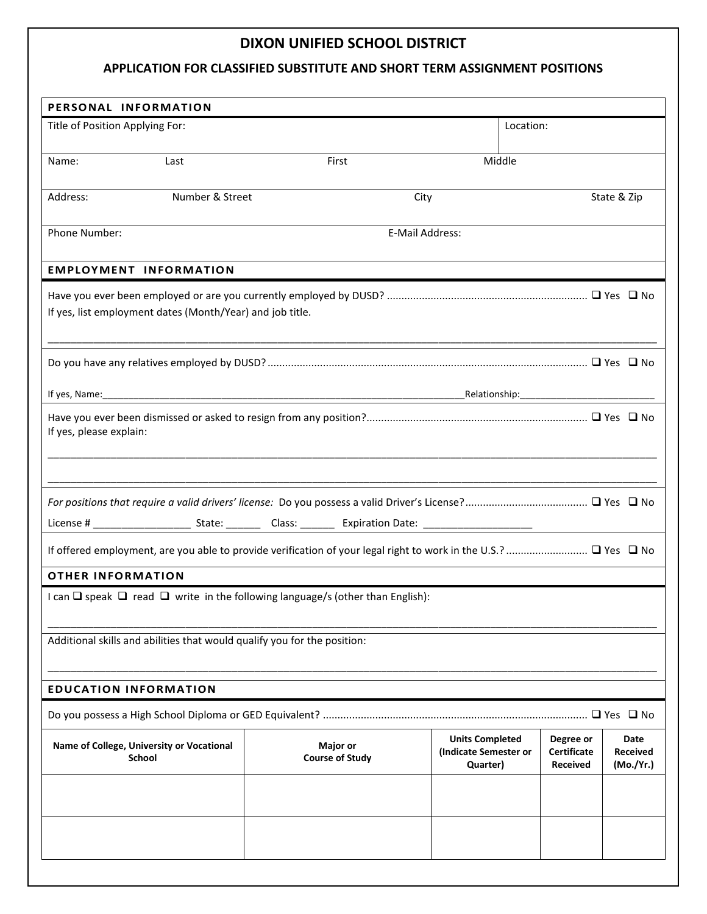# DIXON UNIFIED SCHOOL DISTRICT

## APPLICATION FOR CLASSIFIED SUBSTITUTE AND SHORT TERM ASSIGNMENT POSITIONS

### PERSONAL INFORMATION

Title of Position Applying For: | Location:

Name: Last | First | Middle

Address: Number & Street | City | State & Zip

Phone Number: | E-Mail Address:

### EMPLOYMENT INFORMATION

Have you ever been employed or are you currently employed by DUSD? .................................................................... ❑ Yes ❑ No
If yes, list employment dates (Month/Year) and job title.

_______________________________________________________________________________________________

Do you have any relatives employed by DUSD? ............................................................................................................ ❑ Yes ❑ No

If yes, Name:_______________________________________________________________________Relationship:_________________________

Have you ever been dismissed or asked to resign from any position?........................................................................... ❑ Yes ❑ No
If yes, please explain:

_______________________________________________________________________________________________

_______________________________________________________________________________________________

*For positions that require a valid drivers' license:* Do you possess a valid Driver's License?.......................................... ❑ Yes ❑ No

License # _________________ State: ______ Class: ______ Expiration Date: ___________________

If offered employment, are you able to provide verification of your legal right to work in the U.S.? ........................... ❑ Yes ❑ No

### OTHER INFORMATION

I can ❑ speak ❑ read ❑ write in the following language/s (other than English):

_______________________________________________________________________________________________

Additional skills and abilities that would qualify you for the position:

_______________________________________________________________________________________________

### EDUCATION INFORMATION

Do you possess a High School Diploma or GED Equivalent? .......................................................................................... ❑ Yes ❑ No

| Name of College, University or Vocational School | Major or Course of Study | Units Completed (Indicate Semester or Quarter) | Degree or Certificate Received | Date Received (Mo./Yr.) |
|---|---|---|---|---|
| | | | | |
| | | | | |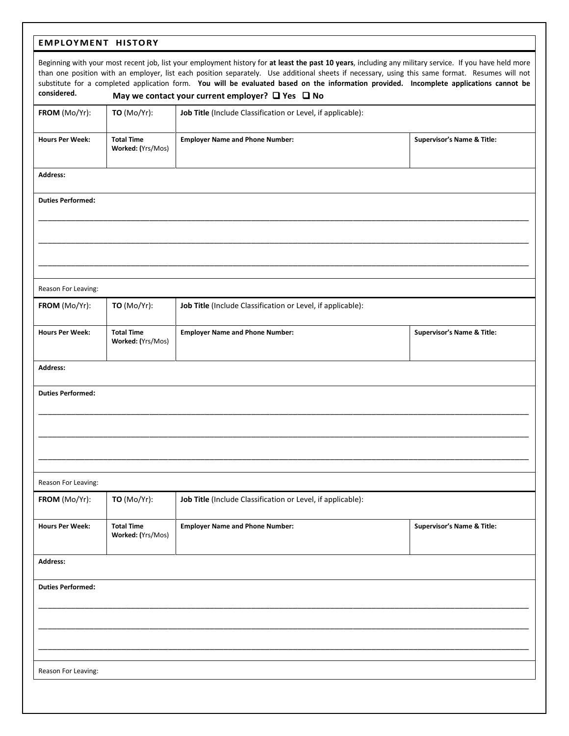## EMPLOYMENT HISTORY

Beginning with your most recent job, list your employment history for **at least the past 10 years**, including any military service. If you have held more than one position with an employer, list each position separately. Use additional sheets if necessary, using this same format. Resumes will not substitute for a completed application form. **You will be evaluated based on the information provided. Incomplete applications cannot be considered.**

**May we contact your current employer? ❑ Yes ❑ No**

| **FROM** (Mo/Yr): | **TO** (Mo/Yr): | **Job Title** (Include Classification or Level, if applicable): | |
|---|---|---|---|
| **Hours Per Week:** | **Total Time Worked: (**Yrs/Mos) | **Employer Name and Phone Number:** | **Supervisor's Name & Title:** |
| **Address:** | | | |
| **Duties Performed:** | | | |
| Reason For Leaving: | | | |

| **FROM** (Mo/Yr): | **TO** (Mo/Yr): | **Job Title** (Include Classification or Level, if applicable): | |
|---|---|---|---|
| **Hours Per Week:** | **Total Time Worked: (**Yrs/Mos) | **Employer Name and Phone Number:** | **Supervisor's Name & Title:** |
| **Address:** | | | |
| **Duties Performed:** | | | |
| Reason For Leaving: | | | |

| **FROM** (Mo/Yr): | **TO** (Mo/Yr): | **Job Title** (Include Classification or Level, if applicable): | |
|---|---|---|---|
| **Hours Per Week:** | **Total Time Worked: (**Yrs/Mos) | **Employer Name and Phone Number:** | **Supervisor's Name & Title:** |
| **Address:** | | | |
| **Duties Performed:** | | | |
| Reason For Leaving: | | | |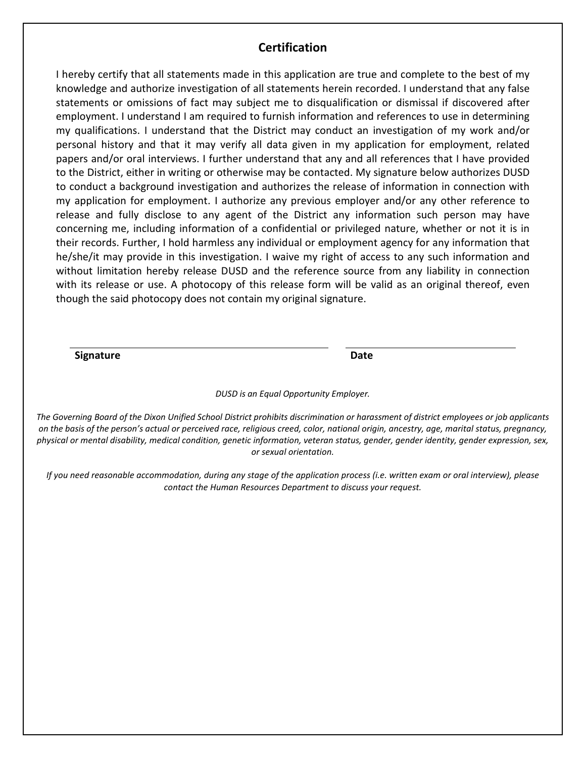## Certification

I hereby certify that all statements made in this application are true and complete to the best of my knowledge and authorize investigation of all statements herein recorded. I understand that any false statements or omissions of fact may subject me to disqualification or dismissal if discovered after employment. I understand I am required to furnish information and references to use in determining my qualifications. I understand that the District may conduct an investigation of my work and/or personal history and that it may verify all data given in my application for employment, related papers and/or oral interviews. I further understand that any and all references that I have provided to the District, either in writing or otherwise may be contacted. My signature below authorizes DUSD to conduct a background investigation and authorizes the release of information in connection with my application for employment. I authorize any previous employer and/or any other reference to release and fully disclose to any agent of the District any information such person may have concerning me, including information of a confidential or privileged nature, whether or not it is in their records. Further, I hold harmless any individual or employment agency for any information that he/she/it may provide in this investigation. I waive my right of access to any such information and without limitation hereby release DUSD and the reference source from any liability in connection with its release or use. A photocopy of this release form will be valid as an original thereof, even though the said photocopy does not contain my original signature.

| | |
|---|---|
| **Signature** | **Date** |

*DUSD is an Equal Opportunity Employer.*

*The Governing Board of the Dixon Unified School District prohibits discrimination or harassment of district employees or job applicants on the basis of the person's actual or perceived race, religious creed, color, national origin, ancestry, age, marital status, pregnancy, physical or mental disability, medical condition, genetic information, veteran status, gender, gender identity, gender expression, sex, or sexual orientation.*

*If you need reasonable accommodation, during any stage of the application process (i.e. written exam or oral interview), please contact the Human Resources Department to discuss your request.*